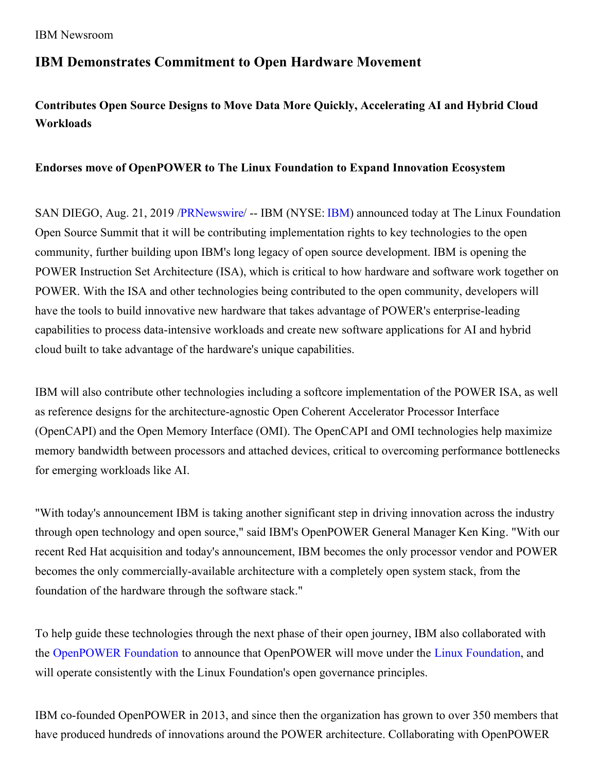IBM Newsroom

# IBM Demonstrates Commitment to Open Hardware Movement

### Contributes Open Source Designs to Move Data More Quickly, Accelerating AI and Hybrid Cloud Workloads

### Endorses move of OpenPOWER to The Linux Foundation to Expand Innovation Ecosystem

SAN DIEGO, Aug. 21, 2019 /PRNewswire/ -- IBM (NYSE: IBM) announced today at The Linux Foundation Open Source Summit that it will be contributing implementation rights to key technologies to the open community, further building upon IBM's long legacy of open source development. IBM is opening the POWER Instruction Set Architecture (ISA), which is critical to how hardware and software work together on POWER. With the ISA and other technologies being contributed to the open community, developers will have the tools to build innovative new hardware that takes advantage of POWER's enterprise-leading capabilities to process data-intensive workloads and create new software applications for AI and hybrid cloud built to take advantage of the hardware's unique capabilities.

IBM will also contribute other technologies including a softcore implementation of the POWER ISA, as well as reference designs for the architecture-agnostic Open Coherent Accelerator Processor Interface (OpenCAPI) and the Open Memory Interface (OMI). The OpenCAPI and OMI technologies help maximize memory bandwidth between processors and attached devices, critical to overcoming performance bottlenecks for emerging workloads like AI.

"With today's announcement IBM is taking another significant step in driving innovation across the industry through open technology and open source," said IBM's OpenPOWER General Manager Ken King. "With our recent Red Hat acquisition and today's announcement, IBM becomes the only processor vendor and POWER becomes the only commercially-available architecture with a completely open system stack, from the foundation of the hardware through the software stack."

To help guide these technologies through the next phase of their open journey, IBM also collaborated with the OpenPOWER Foundation to announce that OpenPOWER will move under the Linux Foundation, and will operate consistently with the Linux Foundation's open governance principles.

IBM co-founded OpenPOWER in 2013, and since then the organization has grown to over 350 members that have produced hundreds of innovations around the POWER architecture. Collaborating with OpenPOWER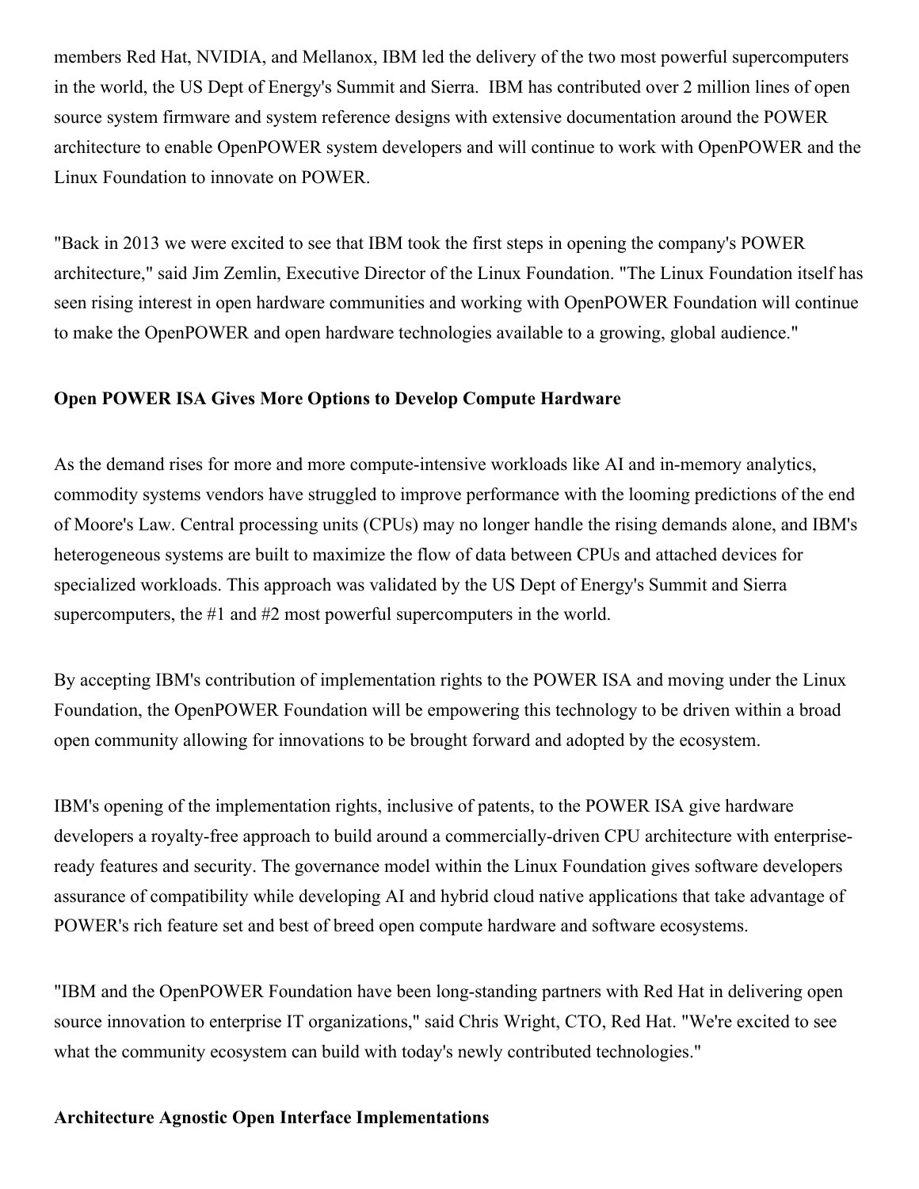members Red Hat, NVIDIA, and Mellanox, IBM led the delivery of the two most powerful supercomputers in the world, the US Dept of Energy's Summit and Sierra. IBM has contributed over 2 million lines of open source system firmware and system reference designs with extensive documentation around the POWER architecture to enable OpenPOWER system developers and will continue to work with OpenPOWER and the Linux Foundation to innovate on POWER.

"Back in 2013 we were excited to see that IBM took the first steps in opening the company's POWER architecture," said Jim Zemlin, Executive Director of the Linux Foundation. "The Linux Foundation itself has seen rising interest in open hardware communities and working with OpenPOWER Foundation will continue to make the OpenPOWER and open hardware technologies available to a growing, global audience."

**Open POWER ISA Gives More Options to Develop Compute Hardware**

As the demand rises for more and more compute-intensive workloads like AI and in-memory analytics, commodity systems vendors have struggled to improve performance with the looming predictions of the end of Moore's Law. Central processing units (CPUs) may no longer handle the rising demands alone, and IBM's heterogeneous systems are built to maximize the flow of data between CPUs and attached devices for specialized workloads. This approach was validated by the US Dept of Energy's Summit and Sierra supercomputers, the #1 and #2 most powerful supercomputers in the world.

By accepting IBM's contribution of implementation rights to the POWER ISA and moving under the Linux Foundation, the OpenPOWER Foundation will be empowering this technology to be driven within a broad open community allowing for innovations to be brought forward and adopted by the ecosystem.

IBM's opening of the implementation rights, inclusive of patents, to the POWER ISA give hardware developers a royalty-free approach to build around a commercially-driven CPU architecture with enterprise-ready features and security. The governance model within the Linux Foundation gives software developers assurance of compatibility while developing AI and hybrid cloud native applications that take advantage of POWER's rich feature set and best of breed open compute hardware and software ecosystems.

"IBM and the OpenPOWER Foundation have been long-standing partners with Red Hat in delivering open source innovation to enterprise IT organizations," said Chris Wright, CTO, Red Hat. "We're excited to see what the community ecosystem can build with today's newly contributed technologies."

**Architecture Agnostic Open Interface Implementations**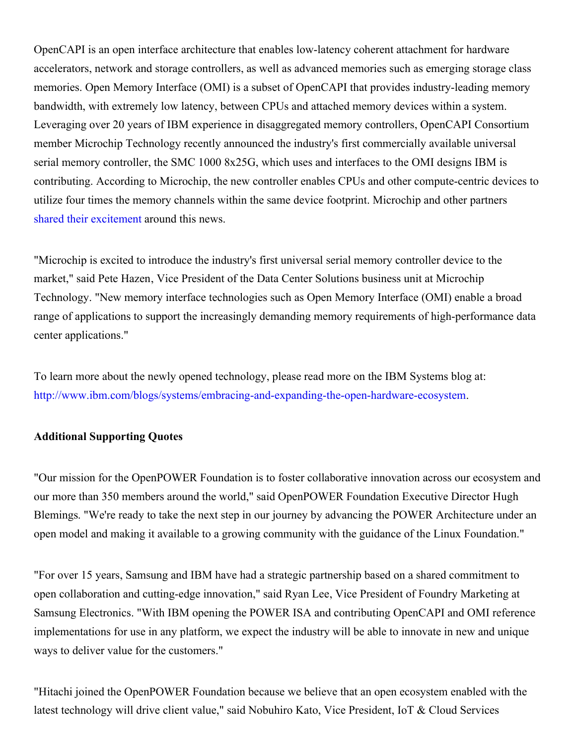OpenCAPI is an open interface architecture that enables low-latency coherent attachment for hardware accelerators, network and storage controllers, as well as advanced memories such as emerging storage class memories. Open Memory Interface (OMI) is a subset of OpenCAPI that provides industry-leading memory bandwidth, with extremely low latency, between CPUs and attached memory devices within a system. Leveraging over 20 years of IBM experience in disaggregated memory controllers, OpenCAPI Consortium member Microchip Technology recently announced the industry's first commercially available universal serial memory controller, the SMC 1000 8x25G, which uses and interfaces to the OMI designs IBM is contributing. According to Microchip, the new controller enables CPUs and other compute-centric devices to utilize four times the memory channels within the same device footprint. Microchip and other partners shared their excitement around this news.

"Microchip is excited to introduce the industry's first universal serial memory controller device to the market," said Pete Hazen, Vice President of the Data Center Solutions business unit at Microchip Technology. "New memory interface technologies such as Open Memory Interface (OMI) enable a broad range of applications to support the increasingly demanding memory requirements of high-performance data center applications."

To learn more about the newly opened technology, please read more on the IBM Systems blog at: http://www.ibm.com/blogs/systems/embracing-and-expanding-the-open-hardware-ecosystem.

**Additional Supporting Quotes**

"Our mission for the OpenPOWER Foundation is to foster collaborative innovation across our ecosystem and our more than 350 members around the world," said OpenPOWER Foundation Executive Director Hugh Blemings. "We're ready to take the next step in our journey by advancing the POWER Architecture under an open model and making it available to a growing community with the guidance of the Linux Foundation."

"For over 15 years, Samsung and IBM have had a strategic partnership based on a shared commitment to open collaboration and cutting-edge innovation," said Ryan Lee, Vice President of Foundry Marketing at Samsung Electronics. "With IBM opening the POWER ISA and contributing OpenCAPI and OMI reference implementations for use in any platform, we expect the industry will be able to innovate in new and unique ways to deliver value for the customers."

"Hitachi joined the OpenPOWER Foundation because we believe that an open ecosystem enabled with the latest technology will drive client value," said Nobuhiro Kato, Vice President, IoT & Cloud Services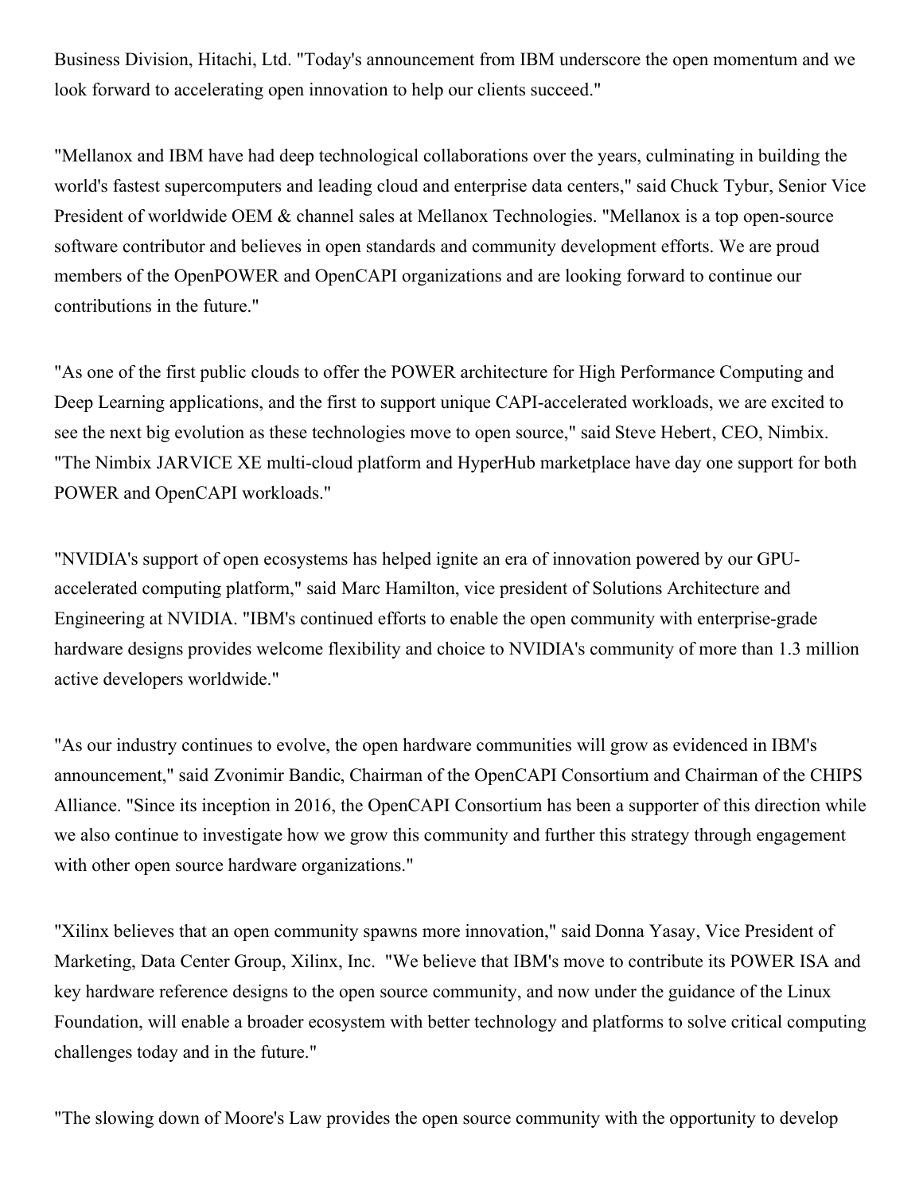Business Division, Hitachi, Ltd. "Today's announcement from IBM underscore the open momentum and we look forward to accelerating open innovation to help our clients succeed."

"Mellanox and IBM have had deep technological collaborations over the years, culminating in building the world's fastest supercomputers and leading cloud and enterprise data centers," said Chuck Tybur, Senior Vice President of worldwide OEM & channel sales at Mellanox Technologies. "Mellanox is a top open-source software contributor and believes in open standards and community development efforts. We are proud members of the OpenPOWER and OpenCAPI organizations and are looking forward to continue our contributions in the future."

"As one of the first public clouds to offer the POWER architecture for High Performance Computing and Deep Learning applications, and the first to support unique CAPI-accelerated workloads, we are excited to see the next big evolution as these technologies move to open source," said Steve Hebert, CEO, Nimbix. "The Nimbix JARVICE XE multi-cloud platform and HyperHub marketplace have day one support for both POWER and OpenCAPI workloads."

"NVIDIA's support of open ecosystems has helped ignite an era of innovation powered by our GPU-accelerated computing platform," said Marc Hamilton, vice president of Solutions Architecture and Engineering at NVIDIA. "IBM's continued efforts to enable the open community with enterprise-grade hardware designs provides welcome flexibility and choice to NVIDIA's community of more than 1.3 million active developers worldwide."

"As our industry continues to evolve, the open hardware communities will grow as evidenced in IBM's announcement," said Zvonimir Bandic, Chairman of the OpenCAPI Consortium and Chairman of the CHIPS Alliance. "Since its inception in 2016, the OpenCAPI Consortium has been a supporter of this direction while we also continue to investigate how we grow this community and further this strategy through engagement with other open source hardware organizations."

"Xilinx believes that an open community spawns more innovation," said Donna Yasay, Vice President of Marketing, Data Center Group, Xilinx, Inc. "We believe that IBM's move to contribute its POWER ISA and key hardware reference designs to the open source community, and now under the guidance of the Linux Foundation, will enable a broader ecosystem with better technology and platforms to solve critical computing challenges today and in the future."

"The slowing down of Moore's Law provides the open source community with the opportunity to develop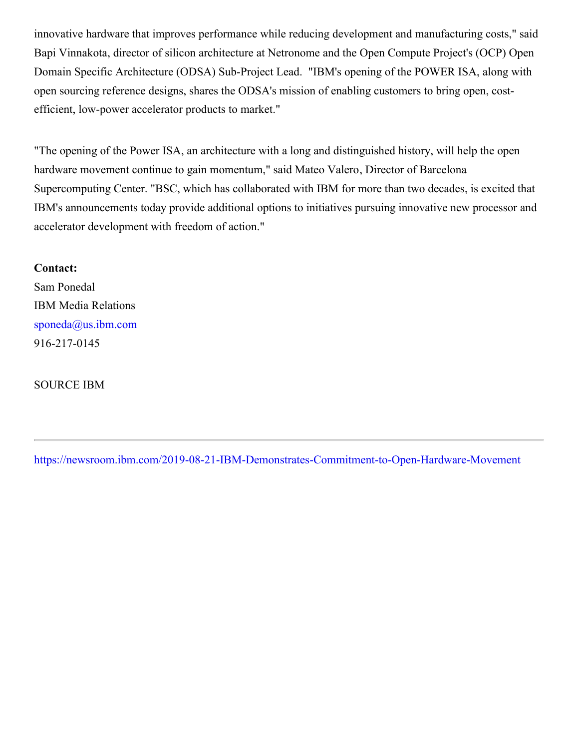innovative hardware that improves performance while reducing development and manufacturing costs," said Bapi Vinnakota, director of silicon architecture at Netronome and the Open Compute Project's (OCP) Open Domain Specific Architecture (ODSA) Sub-Project Lead. "IBM's opening of the POWER ISA, along with open sourcing reference designs, shares the ODSA's mission of enabling customers to bring open, cost-efficient, low-power accelerator products to market."

"The opening of the Power ISA, an architecture with a long and distinguished history, will help the open hardware movement continue to gain momentum," said Mateo Valero, Director of Barcelona Supercomputing Center. "BSC, which has collaborated with IBM for more than two decades, is excited that IBM's announcements today provide additional options to initiatives pursuing innovative new processor and accelerator development with freedom of action."

**Contact:**
Sam Ponedal
IBM Media Relations
sponeda@us.ibm.com
916-217-0145

SOURCE IBM

---

https://newsroom.ibm.com/2019-08-21-IBM-Demonstrates-Commitment-to-Open-Hardware-Movement